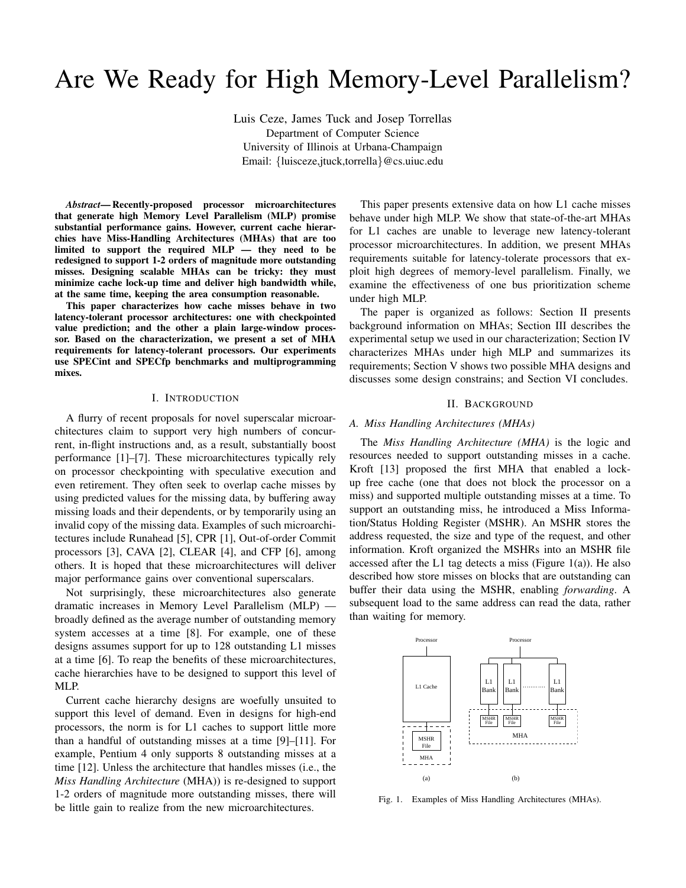# Are We Ready for High Memory-Level Parallelism?

Luis Ceze, James Tuck and Josep Torrellas
Department of Computer Science
University of Illinois at Urbana-Champaign
Email: {luisceze,jtuck,torrella}@cs.uiuc.edu

***Abstract*— Recently-proposed processor microarchitectures that generate high Memory Level Parallelism (MLP) promise substantial performance gains. However, current cache hierarchies have Miss-Handling Architectures (MHAs) that are too limited to support the required MLP — they need to be redesigned to support 1-2 orders of magnitude more outstanding misses. Designing scalable MHAs can be tricky: they must minimize cache lock-up time and deliver high bandwidth while, at the same time, keeping the area consumption reasonable.**

**This paper characterizes how cache misses behave in two latency-tolerant processor architectures: one with checkpointed value prediction; and the other a plain large-window processor. Based on the characterization, we present a set of MHA requirements for latency-tolerant processors. Our experiments use SPECint and SPECfp benchmarks and multiprogramming mixes.**

## I. Introduction

A flurry of recent proposals for novel superscalar microarchitectures claim to support very high numbers of concurrent, in-flight instructions and, as a result, substantially boost performance [1]–[7]. These microarchitectures typically rely on processor checkpointing with speculative execution and even retirement. They often seek to overlap cache misses by using predicted values for the missing data, by buffering away missing loads and their dependents, or by temporarily using an invalid copy of the missing data. Examples of such microarchitectures include Runahead [5], CPR [1], Out-of-order Commit processors [3], CAVA [2], CLEAR [4], and CFP [6], among others. It is hoped that these microarchitectures will deliver major performance gains over conventional superscalars.

Not surprisingly, these microarchitectures also generate dramatic increases in Memory Level Parallelism (MLP) — broadly defined as the average number of outstanding memory system accesses at a time [8]. For example, one of these designs assumes support for up to 128 outstanding L1 misses at a time [6]. To reap the benefits of these microarchitectures, cache hierarchies have to be designed to support this level of MLP.

Current cache hierarchy designs are woefully unsuited to support this level of demand. Even in designs for high-end processors, the norm is for L1 caches to support little more than a handful of outstanding misses at a time [9]–[11]. For example, Pentium 4 only supports 8 outstanding misses at a time [12]. Unless the architecture that handles misses (i.e., the *Miss Handling Architecture* (MHA)) is re-designed to support 1-2 orders of magnitude more outstanding misses, there will be little gain to realize from the new microarchitectures.

This paper presents extensive data on how L1 cache misses behave under high MLP. We show that state-of-the-art MHAs for L1 caches are unable to leverage new latency-tolerant processor microarchitectures. In addition, we present MHAs requirements suitable for latency-tolerate processors that exploit high degrees of memory-level parallelism. Finally, we examine the effectiveness of one bus prioritization scheme under high MLP.

The paper is organized as follows: Section II presents background information on MHAs; Section III describes the experimental setup we used in our characterization; Section IV characterizes MHAs under high MLP and summarizes its requirements; Section V shows two possible MHA designs and discusses some design constrains; and Section VI concludes.

## II. Background

### A. Miss Handling Architectures (MHAs)

The *Miss Handling Architecture (MHA)* is the logic and resources needed to support outstanding misses in a cache. Kroft [13] proposed the first MHA that enabled a lock-up free cache (one that does not block the processor on a miss) and supported multiple outstanding misses at a time. To support an outstanding miss, he introduced a Miss Information/Status Holding Register (MSHR). An MSHR stores the address requested, the size and type of the request, and other information. Kroft organized the MSHRs into an MSHR file accessed after the L1 tag detects a miss (Figure 1(a)). He also described how store misses on blocks that are outstanding can buffer their data using the MSHR, enabling *forwarding*. A subsequent load to the same address can read the data, rather than waiting for memory.

Processor | L1 Cache | MSHR File | MHA | (a)

Processor | L1 Bank | L1 Bank | L1 Bank | MSHR File | MSHR File | MSHR File | MHA | (b)

Fig. 1. Examples of Miss Handling Architectures (MHAs).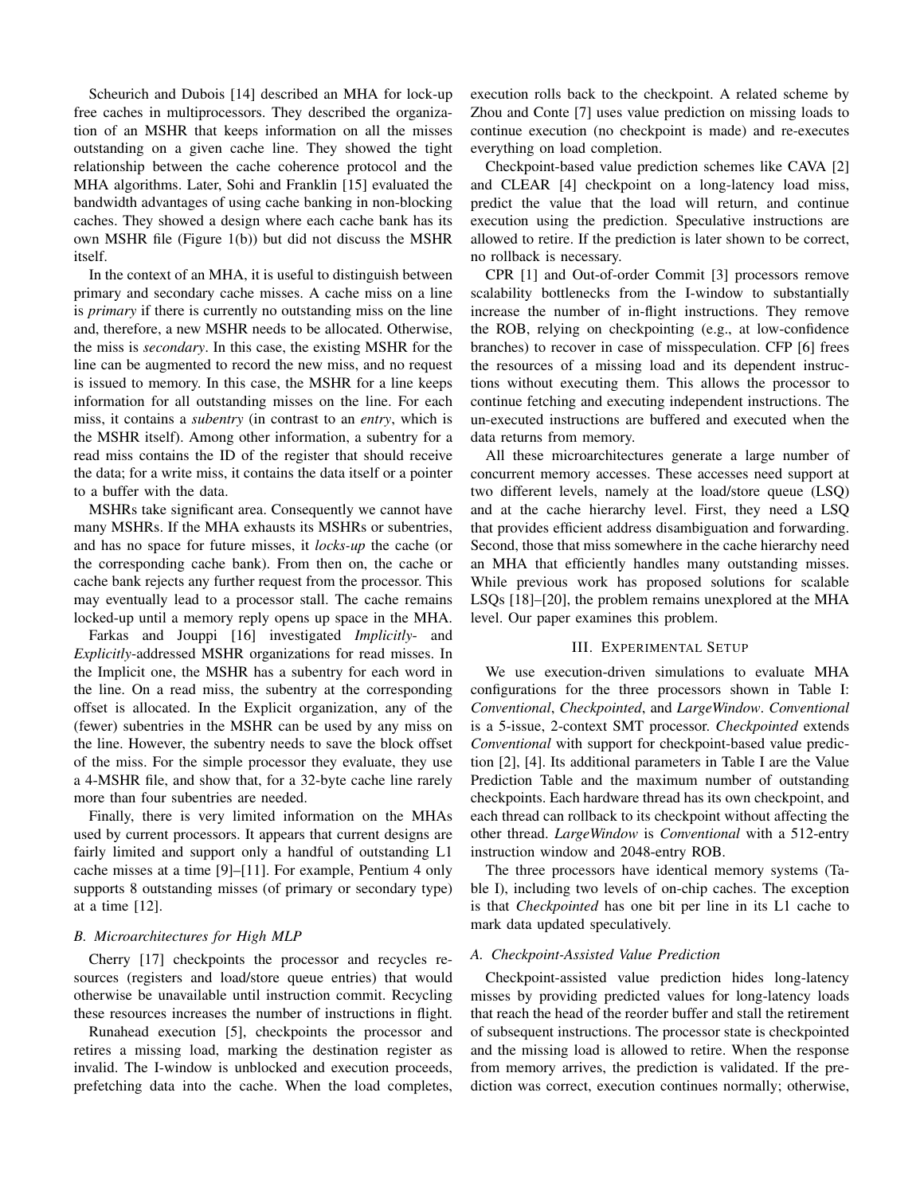Scheurich and Dubois [14] described an MHA for lock-up free caches in multiprocessors. They described the organization of an MSHR that keeps information on all the misses outstanding on a given cache line. They showed the tight relationship between the cache coherence protocol and the MHA algorithms. Later, Sohi and Franklin [15] evaluated the bandwidth advantages of using cache banking in non-blocking caches. They showed a design where each cache bank has its own MSHR file (Figure 1(b)) but did not discuss the MSHR itself.

In the context of an MHA, it is useful to distinguish between primary and secondary cache misses. A cache miss on a line is *primary* if there is currently no outstanding miss on the line and, therefore, a new MSHR needs to be allocated. Otherwise, the miss is *secondary*. In this case, the existing MSHR for the line can be augmented to record the new miss, and no request is issued to memory. In this case, the MSHR for a line keeps information for all outstanding misses on the line. For each miss, it contains a *subentry* (in contrast to an *entry*, which is the MSHR itself). Among other information, a subentry for a read miss contains the ID of the register that should receive the data; for a write miss, it contains the data itself or a pointer to a buffer with the data.

MSHRs take significant area. Consequently we cannot have many MSHRs. If the MHA exhausts its MSHRs or subentries, and has no space for future misses, it *locks-up* the cache (or the corresponding cache bank). From then on, the cache or cache bank rejects any further request from the processor. This may eventually lead to a processor stall. The cache remains locked-up until a memory reply opens up space in the MHA.

Farkas and Jouppi [16] investigated *Implicitly-* and *Explicitly*-addressed MSHR organizations for read misses. In the Implicit one, the MSHR has a subentry for each word in the line. On a read miss, the subentry at the corresponding offset is allocated. In the Explicit organization, any of the (fewer) subentries in the MSHR can be used by any miss on the line. However, the subentry needs to save the block offset of the miss. For the simple processor they evaluate, they use a 4-MSHR file, and show that, for a 32-byte cache line rarely more than four subentries are needed.

Finally, there is very limited information on the MHAs used by current processors. It appears that current designs are fairly limited and support only a handful of outstanding L1 cache misses at a time [9]–[11]. For example, Pentium 4 only supports 8 outstanding misses (of primary or secondary type) at a time [12].

### B. Microarchitectures for High MLP

Cherry [17] checkpoints the processor and recycles resources (registers and load/store queue entries) that would otherwise be unavailable until instruction commit. Recycling these resources increases the number of instructions in flight.

Runahead execution [5], checkpoints the processor and retires a missing load, marking the destination register as invalid. The I-window is unblocked and execution proceeds, prefetching data into the cache. When the load completes, execution rolls back to the checkpoint. A related scheme by Zhou and Conte [7] uses value prediction on missing loads to continue execution (no checkpoint is made) and re-executes everything on load completion.

Checkpoint-based value prediction schemes like CAVA [2] and CLEAR [4] checkpoint on a long-latency load miss, predict the value that the load will return, and continue execution using the prediction. Speculative instructions are allowed to retire. If the prediction is later shown to be correct, no rollback is necessary.

CPR [1] and Out-of-order Commit [3] processors remove scalability bottlenecks from the I-window to substantially increase the number of in-flight instructions. They remove the ROB, relying on checkpointing (e.g., at low-confidence branches) to recover in case of misspeculation. CFP [6] frees the resources of a missing load and its dependent instructions without executing them. This allows the processor to continue fetching and executing independent instructions. The un-executed instructions are buffered and executed when the data returns from memory.

All these microarchitectures generate a large number of concurrent memory accesses. These accesses need support at two different levels, namely at the load/store queue (LSQ) and at the cache hierarchy level. First, they need a LSQ that provides efficient address disambiguation and forwarding. Second, those that miss somewhere in the cache hierarchy need an MHA that efficiently handles many outstanding misses. While previous work has proposed solutions for scalable LSQs [18]–[20], the problem remains unexplored at the MHA level. Our paper examines this problem.

## III. Experimental Setup

We use execution-driven simulations to evaluate MHA configurations for the three processors shown in Table I: *Conventional*, *Checkpointed*, and *LargeWindow*. *Conventional* is a 5-issue, 2-context SMT processor. *Checkpointed* extends *Conventional* with support for checkpoint-based value prediction [2], [4]. Its additional parameters in Table I are the Value Prediction Table and the maximum number of outstanding checkpoints. Each hardware thread has its own checkpoint, and each thread can rollback to its checkpoint without affecting the other thread. *LargeWindow* is *Conventional* with a 512-entry instruction window and 2048-entry ROB.

The three processors have identical memory systems (Table I), including two levels of on-chip caches. The exception is that *Checkpointed* has one bit per line in its L1 cache to mark data updated speculatively.

### A. Checkpoint-Assisted Value Prediction

Checkpoint-assisted value prediction hides long-latency misses by providing predicted values for long-latency loads that reach the head of the reorder buffer and stall the retirement of subsequent instructions. The processor state is checkpointed and the missing load is allowed to retire. When the response from memory arrives, the prediction is validated. If the prediction was correct, execution continues normally; otherwise,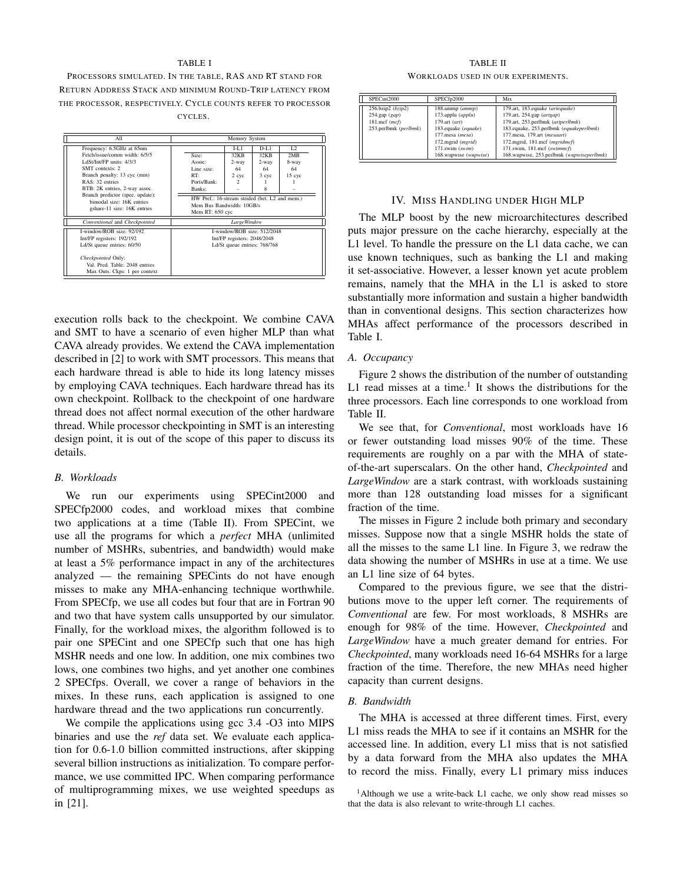TABLE I

PROCESSORS SIMULATED. IN THE TABLE, RAS AND RT STAND FOR RETURN ADDRESS STACK AND MINIMUM ROUND-TRIP LATENCY FROM THE PROCESSOR, RESPECTIVELY. CYCLE COUNTS REFER TO PROCESSOR CYCLES.

| All | Memory System |
|---|---|
| Frequency: 6.5GHz at 65nm<br>Fetch/issue/comm width: 6/5/5<br>LdSt/Int/FP units: 4/3/3<br>SMT contexts: 2<br>Branch penalty: 13 cyc (min)<br>RAS: 32 entries<br>BTB: 2K entries, 2-way assoc.<br>Branch predictor (spec. update):<br>bimodal size: 16K entries<br>gshare-11 size: 16K entries | (I-L1 / D-L1 / L2)<br>Size: 32KB / 32KB / 2MB<br>Assoc: 2-way / 2-way / 8-way<br>Line size: 64 / 64 / 64<br>RT: 2 cyc / 3 cyc / 15 cyc<br>Ports/Bank: 2 / 1 / 1<br>Banks: – / 8 / –<br>HW Pref.: 16-stream strided (bet. L2 and mem.)<br>Mem Bus Bandwidth: 10GB/s<br>Mem RT: 650 cyc |
| *Conventional* and *Checkpointed* | *LargeWindow* |
| I-window/ROB size: 92/192<br>Int/FP registers: 192/192<br>Ld/St queue entries: 60/50<br>*Checkpointed* Only:<br>Val. Pred. Table: 2048 entries<br>Max Outs. Ckps: 1 per context | I-window/ROB size: 512/2048<br>Int/FP registers: 2048/2048<br>Ld/St queue entries: 768/768 |

TABLE II

WORKLOADS USED IN OUR EXPERIMENTS.

| SPECint2000 | SPECfp2000 | Mix |
|---|---|---|
| 256.bzip2 (*bzip2*) | 188.ammp (*ammp*) | 179.art, 183.equake (*artequake*) |
| 254.gap (*gap*) | 173.applu (*applu*) | 179.art, 254.gap (*artgap*) |
| 181.mcf (*mcf*) | 179.art (*art*) | 179.art, 253.perlbmk (*artperlbmk*) |
| 253.perlbmk (*perlbmk*) | 183.equake (*equake*) | 183.equake, 253.perlbmk (*equakeperlbmk*) |
| | 177.mesa (*mesa*) | 177.mesa, 179.art (*mesaart*) |
| | 172.mgrid (*mgrid*) | 172.mgrid, 181.mcf (*mgridmcf*) |
| | 171.swim (*swim*) | 171.swim, 181.mcf (*swimmcf*) |
| | 168.wupwise (*wupwise*) | 168.wupwise, 253.perlbmk (*wupwiseperlbmk*) |

execution rolls back to the checkpoint. We combine CAVA and SMT to have a scenario of even higher MLP than what CAVA already provides. We extend the CAVA implementation described in [2] to work with SMT processors. This means that each hardware thread is able to hide its long latency misses by employing CAVA techniques. Each hardware thread has its own checkpoint. Rollback to the checkpoint of one hardware thread does not affect normal execution of the other hardware thread. While processor checkpointing in SMT is an interesting design point, it is out of the scope of this paper to discuss its details.

### B. Workloads

We run our experiments using SPECint2000 and SPECfp2000 codes, and workload mixes that combine two applications at a time (Table II). From SPECint, we use all the programs for which a *perfect* MHA (unlimited number of MSHRs, subentries, and bandwidth) would make at least a 5% performance impact in any of the architectures analyzed — the remaining SPECints do not have enough misses to make any MHA-enhancing technique worthwhile. From SPECfp, we use all codes but four that are in Fortran 90 and two that have system calls unsupported by our simulator. Finally, for the workload mixes, the algorithm followed is to pair one SPECint and one SPECfp such that one has high MSHR needs and one low. In addition, one mix combines two lows, one combines two highs, and yet another one combines 2 SPECfps. Overall, we cover a range of behaviors in the mixes. In these runs, each application is assigned to one hardware thread and the two applications run concurrently.

We compile the applications using gcc 3.4 -O3 into MIPS binaries and use the *ref* data set. We evaluate each application for 0.6-1.0 billion committed instructions, after skipping several billion instructions as initialization. To compare performance, we use committed IPC. When comparing performance of multiprogramming mixes, we use weighted speedups as in [21].

## IV. MISS HANDLING UNDER HIGH MLP

The MLP boost by the new microarchitectures described puts major pressure on the cache hierarchy, especially at the L1 level. To handle the pressure on the L1 data cache, we can use known techniques, such as banking the L1 and making it set-associative. However, a lesser known yet acute problem remains, namely that the MHA in the L1 is asked to store substantially more information and sustain a higher bandwidth than in conventional designs. This section characterizes how MHAs affect performance of the processors described in Table I.

### A. Occupancy

Figure 2 shows the distribution of the number of outstanding L1 read misses at a time.[1] It shows the distributions for the three processors. Each line corresponds to one workload from Table II.

We see that, for *Conventional*, most workloads have 16 or fewer outstanding load misses 90% of the time. These requirements are roughly on a par with the MHA of state-of-the-art superscalars. On the other hand, *Checkpointed* and *LargeWindow* are a stark contrast, with workloads sustaining more than 128 outstanding load misses for a significant fraction of the time.

The misses in Figure 2 include both primary and secondary misses. Suppose now that a single MSHR holds the state of all the misses to the same L1 line. In Figure 3, we redraw the data showing the number of MSHRs in use at a time. We use an L1 line size of 64 bytes.

Compared to the previous figure, we see that the distributions move to the upper left corner. The requirements of *Conventional* are few. For most workloads, 8 MSHRs are enough for 98% of the time. However, *Checkpointed* and *LargeWindow* have a much greater demand for entries. For *Checkpointed*, many workloads need 16-64 MSHRs for a large fraction of the time. Therefore, the new MHAs need higher capacity than current designs.

### B. Bandwidth

The MHA is accessed at three different times. First, every L1 miss reads the MHA to see if it contains an MSHR for the accessed line. In addition, every L1 miss that is not satisfied by a data forward from the MHA also updates the MHA to record the miss. Finally, every L1 primary miss induces

[1] Although we use a write-back L1 cache, we only show read misses so that the data is also relevant to write-through L1 caches.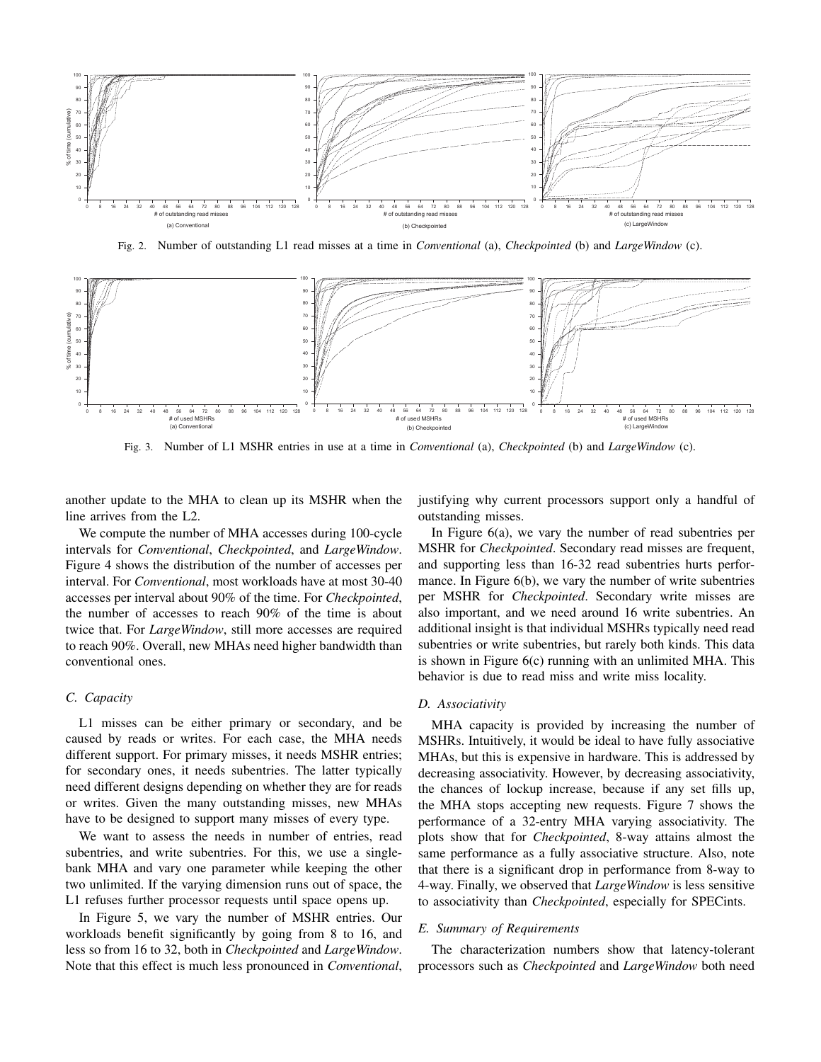Fig. 2. Number of outstanding L1 read misses at a time in *Conventional* (a), *Checkpointed* (b) and *LargeWindow* (c).

Fig. 3. Number of L1 MSHR entries in use at a time in *Conventional* (a), *Checkpointed* (b) and *LargeWindow* (c).

another update to the MHA to clean up its MSHR when the line arrives from the L2.

We compute the number of MHA accesses during 100-cycle intervals for *Conventional*, *Checkpointed*, and *LargeWindow*. Figure 4 shows the distribution of the number of accesses per interval. For *Conventional*, most workloads have at most 30-40 accesses per interval about 90% of the time. For *Checkpointed*, the number of accesses to reach 90% of the time is about twice that. For *LargeWindow*, still more accesses are required to reach 90%. Overall, new MHAs need higher bandwidth than conventional ones.

### C. Capacity

L1 misses can be either primary or secondary, and be caused by reads or writes. For each case, the MHA needs different support. For primary misses, it needs MSHR entries; for secondary ones, it needs subentries. The latter typically need different designs depending on whether they are for reads or writes. Given the many outstanding misses, new MHAs have to be designed to support many misses of every type.

We want to assess the needs in number of entries, read subentries, and write subentries. For this, we use a single-bank MHA and vary one parameter while keeping the other two unlimited. If the varying dimension runs out of space, the L1 refuses further processor requests until space opens up.

In Figure 5, we vary the number of MSHR entries. Our workloads benefit significantly by going from 8 to 16, and less so from 16 to 32, both in *Checkpointed* and *LargeWindow*. Note that this effect is much less pronounced in *Conventional*, justifying why current processors support only a handful of outstanding misses.

In Figure 6(a), we vary the number of read subentries per MSHR for *Checkpointed*. Secondary read misses are frequent, and supporting less than 16-32 read subentries hurts performance. In Figure 6(b), we vary the number of write subentries per MSHR for *Checkpointed*. Secondary write misses are also important, and we need around 16 write subentries. An additional insight is that individual MSHRs typically need read subentries or write subentries, but rarely both kinds. This data is shown in Figure 6(c) running with an unlimited MHA. This behavior is due to read miss and write miss locality.

### D. Associativity

MHA capacity is provided by increasing the number of MSHRs. Intuitively, it would be ideal to have fully associative MHAs, but this is expensive in hardware. This is addressed by decreasing associativity. However, by decreasing associativity, the chances of lockup increase, because if any set fills up, the MHA stops accepting new requests. Figure 7 shows the performance of a 32-entry MHA varying associativity. The plots show that for *Checkpointed*, 8-way attains almost the same performance as a fully associative structure. Also, note that there is a significant drop in performance from 8-way to 4-way. Finally, we observed that *LargeWindow* is less sensitive to associativity than *Checkpointed*, especially for SPECints.

### E. Summary of Requirements

The characterization numbers show that latency-tolerant processors such as *Checkpointed* and *LargeWindow* both need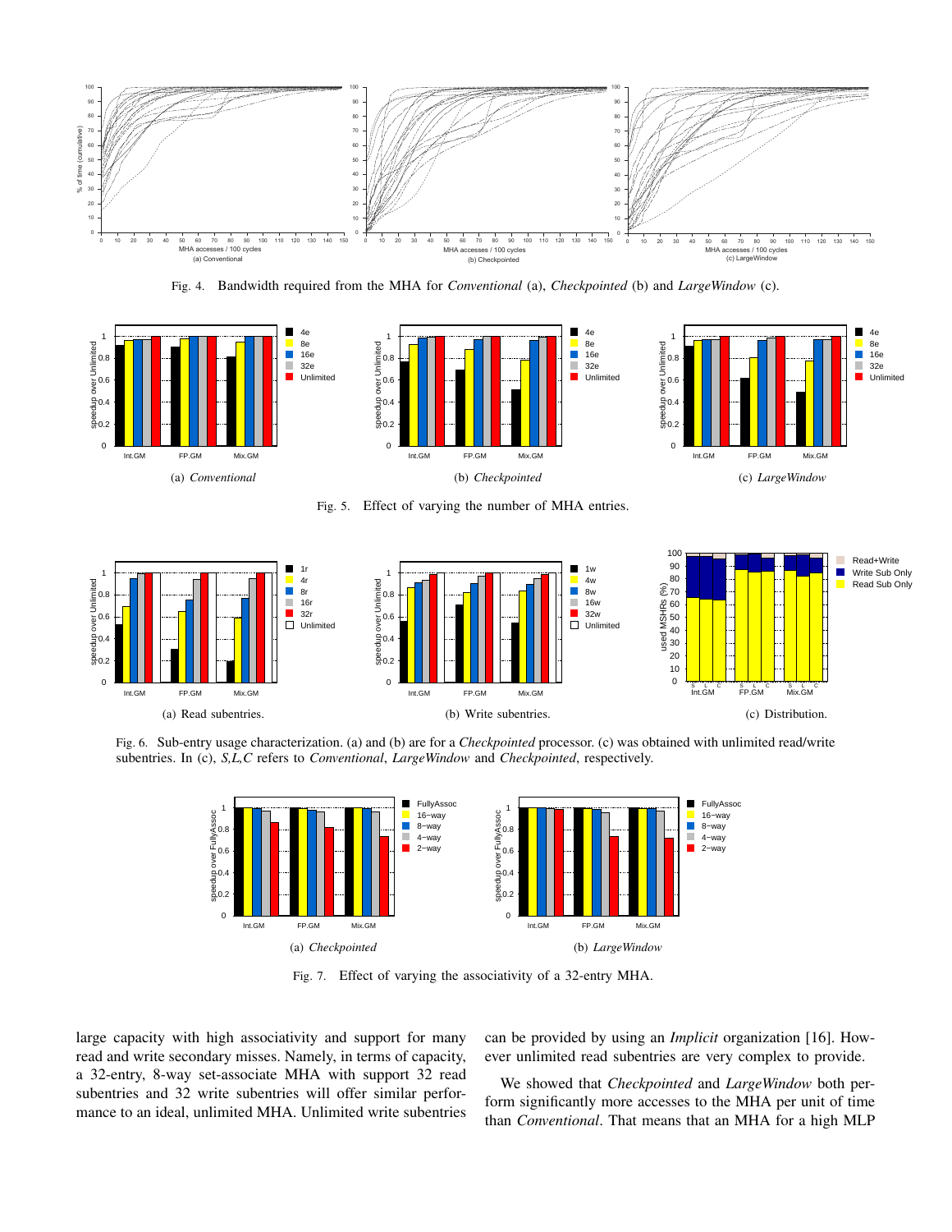Fig. 4. Bandwidth required from the MHA for *Conventional* (a), *Checkpointed* (b) and *LargeWindow* (c).

(a) *Conventional* (b) *Checkpointed* (c) *LargeWindow*

Fig. 5. Effect of varying the number of MHA entries.

(a) Read subentries. (b) Write subentries. (c) Distribution.

Fig. 6. Sub-entry usage characterization. (a) and (b) are for a *Checkpointed* processor. (c) was obtained with unlimited read/write subentries. In (c), *S,L,C* refers to *Conventional*, *LargeWindow* and *Checkpointed*, respectively.

(a) *Checkpointed* (b) *LargeWindow*

Fig. 7. Effect of varying the associativity of a 32-entry MHA.

large capacity with high associativity and support for many read and write secondary misses. Namely, in terms of capacity, a 32-entry, 8-way set-associate MHA with support 32 read subentries and 32 write subentries will offer similar performance to an ideal, unlimited MHA. Unlimited write subentries can be provided by using an *Implicit* organization [16]. However unlimited read subentries are very complex to provide.

We showed that *Checkpointed* and *LargeWindow* both perform significantly more accesses to the MHA per unit of time than *Conventional*. That means that an MHA for a high MLP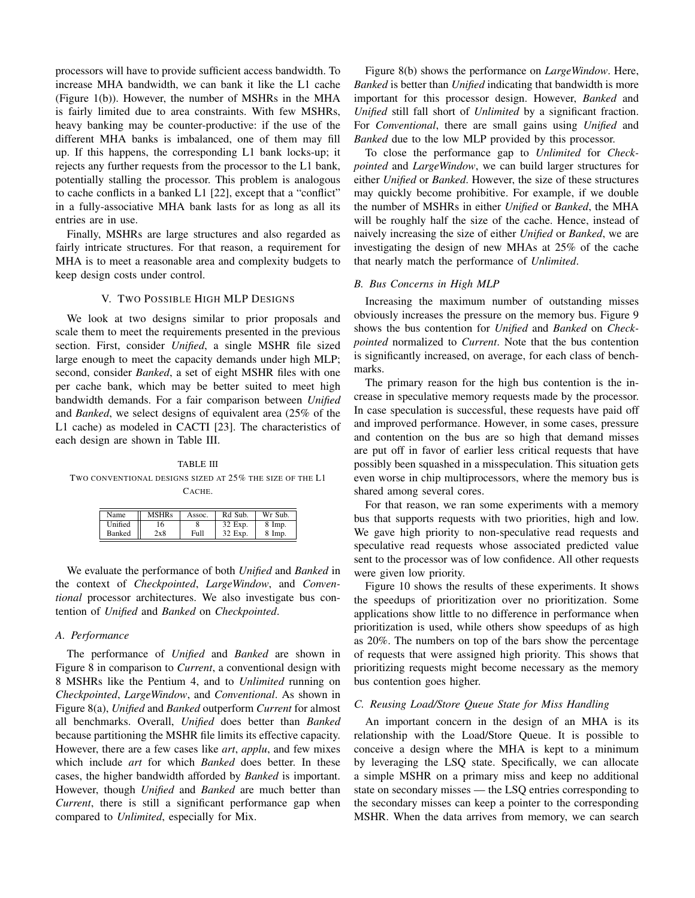processors will have to provide sufficient access bandwidth. To increase MHA bandwidth, we can bank it like the L1 cache (Figure 1(b)). However, the number of MSHRs in the MHA is fairly limited due to area constraints. With few MSHRs, heavy banking may be counter-productive: if the use of the different MHA banks is imbalanced, one of them may fill up. If this happens, the corresponding L1 bank locks-up; it rejects any further requests from the processor to the L1 bank, potentially stalling the processor. This problem is analogous to cache conflicts in a banked L1 [22], except that a "conflict" in a fully-associative MHA bank lasts for as long as all its entries are in use.

Finally, MSHRs are large structures and also regarded as fairly intricate structures. For that reason, a requirement for MHA is to meet a reasonable area and complexity budgets to keep design costs under control.

## V. Two Possible High MLP Designs

We look at two designs similar to prior proposals and scale them to meet the requirements presented in the previous section. First, consider *Unified*, a single MSHR file sized large enough to meet the capacity demands under high MLP; second, consider *Banked*, a set of eight MSHR files with one per cache bank, which may be better suited to meet high bandwidth demands. For a fair comparison between *Unified* and *Banked*, we select designs of equivalent area (25% of the L1 cache) as modeled in CACTI [23]. The characteristics of each design are shown in Table III.

TABLE III
Two conventional designs sized at 25% the size of the L1 cache.

| Name | MSHRs | Assoc. | Rd Sub. | Wr Sub. |
|---|---|---|---|---|
| Unified | 16 | 8 | 32 Exp. | 8 Imp. |
| Banked | 2x8 | Full | 32 Exp. | 8 Imp. |

We evaluate the performance of both *Unified* and *Banked* in the context of *Checkpointed*, *LargeWindow*, and *Conventional* processor architectures. We also investigate bus contention of *Unified* and *Banked* on *Checkpointed*.

### A. Performance

The performance of *Unified* and *Banked* are shown in Figure 8 in comparison to *Current*, a conventional design with 8 MSHRs like the Pentium 4, and to *Unlimited* running on *Checkpointed*, *LargeWindow*, and *Conventional*. As shown in Figure 8(a), *Unified* and *Banked* outperform *Current* for almost all benchmarks. Overall, *Unified* does better than *Banked* because partitioning the MSHR file limits its effective capacity. However, there are a few cases like *art*, *applu*, and few mixes which include *art* for which *Banked* does better. In these cases, the higher bandwidth afforded by *Banked* is important. However, though *Unified* and *Banked* are much better than *Current*, there is still a significant performance gap when compared to *Unlimited*, especially for Mix.

Figure 8(b) shows the performance on *LargeWindow*. Here, *Banked* is better than *Unified* indicating that bandwidth is more important for this processor design. However, *Banked* and *Unified* still fall short of *Unlimited* by a significant fraction. For *Conventional*, there are small gains using *Unified* and *Banked* due to the low MLP provided by this processor.

To close the performance gap to *Unlimited* for *Checkpointed* and *LargeWindow*, we can build larger structures for either *Unified* or *Banked*. However, the size of these structures may quickly become prohibitive. For example, if we double the number of MSHRs in either *Unified* or *Banked*, the MHA will be roughly half the size of the cache. Hence, instead of naively increasing the size of either *Unified* or *Banked*, we are investigating the design of new MHAs at 25% of the cache that nearly match the performance of *Unlimited*.

### B. Bus Concerns in High MLP

Increasing the maximum number of outstanding misses obviously increases the pressure on the memory bus. Figure 9 shows the bus contention for *Unified* and *Banked* on *Checkpointed* normalized to *Current*. Note that the bus contention is significantly increased, on average, for each class of benchmarks.

The primary reason for the high bus contention is the increase in speculative memory requests made by the processor. In case speculation is successful, these requests have paid off and improved performance. However, in some cases, pressure and contention on the bus are so high that demand misses are put off in favor of earlier less critical requests that have possibly been squashed in a misspeculation. This situation gets even worse in chip multiprocessors, where the memory bus is shared among several cores.

For that reason, we ran some experiments with a memory bus that supports requests with two priorities, high and low. We gave high priority to non-speculative read requests and speculative read requests whose associated predicted value sent to the processor was of low confidence. All other requests were given low priority.

Figure 10 shows the results of these experiments. It shows the speedups of prioritization over no prioritization. Some applications show little to no difference in performance when prioritization is used, while others show speedups of as high as 20%. The numbers on top of the bars show the percentage of requests that were assigned high priority. This shows that prioritizing requests might become necessary as the memory bus contention goes higher.

### C. Reusing Load/Store Queue State for Miss Handling

An important concern in the design of an MHA is its relationship with the Load/Store Queue. It is possible to conceive a design where the MHA is kept to a minimum by leveraging the LSQ state. Specifically, we can allocate a simple MSHR on a primary miss and keep no additional state on secondary misses — the LSQ entries corresponding to the secondary misses can keep a pointer to the corresponding MSHR. When the data arrives from memory, we can search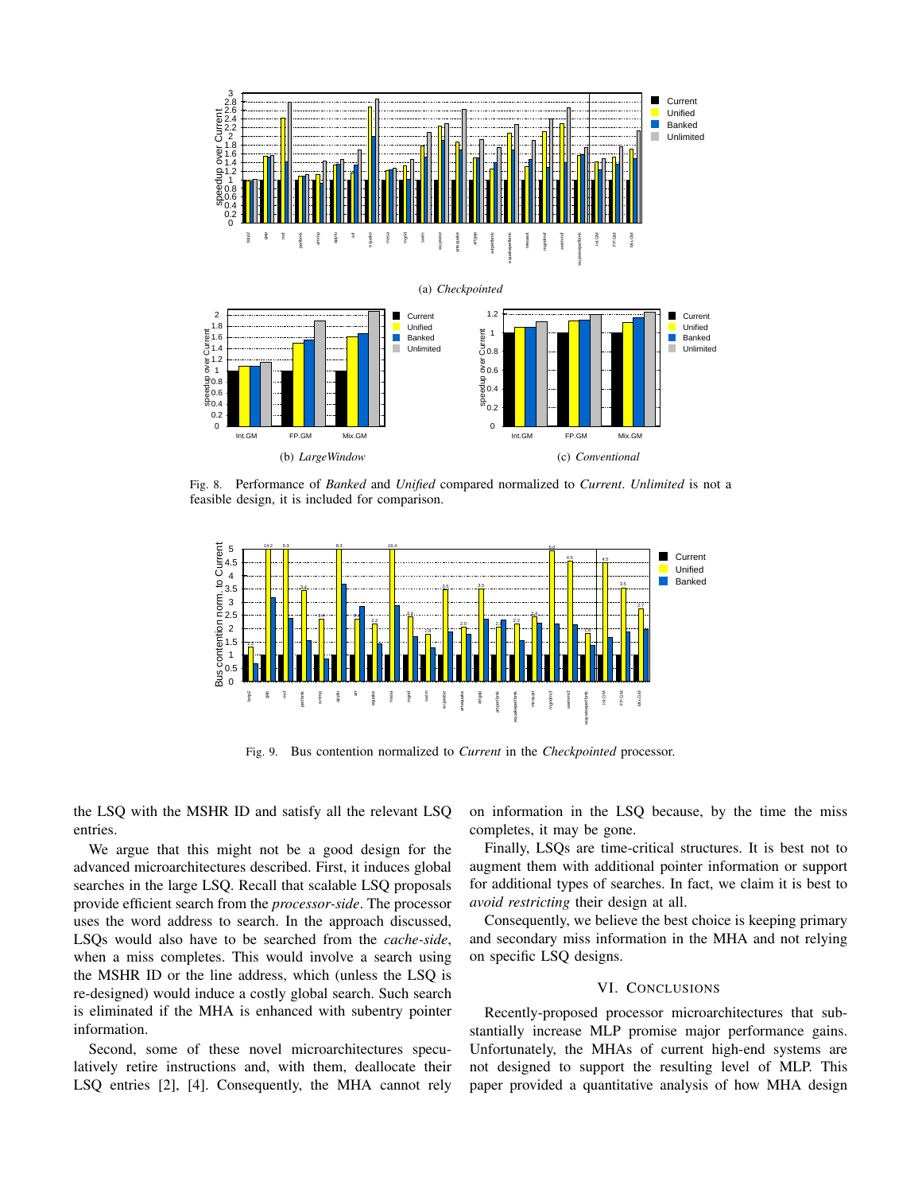(a) *Checkpointed*

(b) *LargeWindow*

(c) *Conventional*

Fig. 8. Performance of *Banked* and *Unified* compared normalized to *Current*. *Unlimited* is not a feasible design, it is included for comparison.

Fig. 9. Bus contention normalized to *Current* in the *Checkpointed* processor.

the LSQ with the MSHR ID and satisfy all the relevant LSQ entries.

We argue that this might not be a good design for the advanced microarchitectures described. First, it induces global searches in the large LSQ. Recall that scalable LSQ proposals provide efficient search from the *processor-side*. The processor uses the word address to search. In the approach discussed, LSQs would also have to be searched from the *cache-side*, when a miss completes. This would involve a search using the MSHR ID or the line address, which (unless the LSQ is re-designed) would induce a costly global search. Such search is eliminated if the MHA is enhanced with subentry pointer information.

Second, some of these novel microarchitectures speculatively retire instructions and, with them, deallocate their LSQ entries [2], [4]. Consequently, the MHA cannot rely on information in the LSQ because, by the time the miss completes, it may be gone.

Finally, LSQs are time-critical structures. It is best not to augment them with additional pointer information or support for additional types of searches. In fact, we claim it is best to *avoid restricting* their design at all.

Consequently, we believe the best choice is keeping primary and secondary miss information in the MHA and not relying on specific LSQ designs.

## VI. Conclusions

Recently-proposed processor microarchitectures that substantially increase MLP promise major performance gains. Unfortunately, the MHAs of current high-end systems are not designed to support the resulting level of MLP. This paper provided a quantitative analysis of how MHA design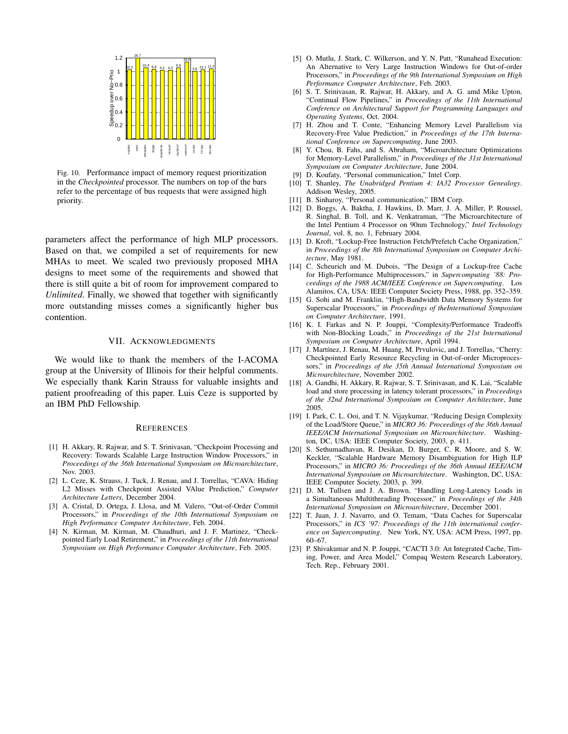1.2

1

0.8

0.6

0.4

0.2

0

Speedup over No-Prio

20.2 26.7 10.4 6.8 4.2 4.3 6.9 19.8 3.8 22.1 11.2

equake swim ammp applu apsi mgrid wupwise Int.GM FP.GM Mix.GM

Fig. 10. Performance impact of memory request prioritization in the *Checkpointed* processor. The numbers on top of the bars refer to the percentage of bus requests that were assigned high priority.

parameters affect the performance of high MLP processors. Based on that, we compiled a set of requirements for new MHAs to meet. We scaled two previously proposed MHA designs to meet some of the requirements and showed that there is still quite a bit of room for improvement compared to *Unlimited*. Finally, we showed that together with significantly more outstanding misses comes a significantly higher bus contention.

## VII. Acknowledgments

We would like to thank the members of the I-ACOMA group at the University of Illinois for their helpful comments. We especially thank Karin Strauss for valuable insights and patient proofreading of this paper. Luis Ceze is supported by an IBM PhD Fellowship.

## References

[1] H. Akkary, R. Rajwar, and S. T. Srinivasan, "Checkpoint Processing and Recovery: Towards Scalable Large Instruction Window Processors," in *Proceedings of the 36th International Symposium on Microarchitecture*, Nov. 2003.

[2] L. Ceze, K. Strauss, J. Tuck, J. Renau, and J. Torrellas, "CAVA: Hiding L2 Misses with Checkpoint Assisted VAlue Prediction," *Computer Architecture Letters*, December 2004.

[3] A. Cristal, D. Ortega, J. Llosa, and M. Valero, "Out-of-Order Commit Processors," in *Proceedings of the 10th International Symposium on High Performance Computer Architecture*, Feb. 2004.

[4] N. Kirman, M. Kirman, M. Chaudhuri, and J. F. Martinez, "Checkpointed Early Load Retirement," in *Proceedings of the 11th International Symposium on High Performance Computer Architecture*, Feb. 2005.

[5] O. Mutlu, J. Stark, C. Wilkerson, and Y. N. Patt, "Runahead Execution: An Alternative to Very Large Instruction Windows for Out-of-order Processors," in *Proceedings of the 9th International Symposium on High Performance Computer Architecture*, Feb. 2003.

[6] S. T. Srinivasan, R. Rajwar, H. Akkary, and A. G. amd Mike Upton, "Continual Flow Pipelines," in *Proceedings of the 11th International Conference on Architectural Support for Programming Languages and Operating Systems*, Oct. 2004.

[7] H. Zhou and T. Conte, "Enhancing Memory Level Parallelism via Recovery-Free Value Prediction," in *Proceedings of the 17th International Conference on Supercomputing*, June 2003.

[8] Y. Chou, B. Fahs, and S. Abraham, "Microarchitecture Optimizations for Memory-Level Parallelism," in *Proceedings of the 31st International Symposium on Computer Architecture*, June 2004.

[9] D. Koufaty, "Personal communication," Intel Corp.

[10] T. Shanley, *The Unabridged Pentium 4: IA32 Processor Genealogy*. Addison Wesley, 2005.

[11] B. Sinharoy, "Personal communication," IBM Corp.

[12] D. Boggs, A. Baktha, J. Hawkins, D. Marr, J. A. Miller, P. Roussel, R. Singhal, B. Toll, and K. Venkatraman, "The Microarchitecture of the Intel Pentium 4 Processor on 90nm Technology," *Intel Technology Journal*, vol. 8, no. 1, February 2004.

[13] D. Kroft, "Lockup-Free Instruction Fetch/Prefetch Cache Organization," in *Proceedings of the 8th International Symposium on Computer Architecture*, May 1981.

[14] C. Scheurich and M. Dubois, "The Design of a Lockup-free Cache for High-Performance Multiprocessors," in *Supercomputing '88: Proceedings of the 1988 ACM/IEEE Conference on Supercomputing*. Los Alamitos, CA, USA: IEEE Computer Society Press, 1988, pp. 352–359.

[15] G. Sohi and M. Franklin, "High-Bandwidth Data Memory Systems for Superscalar Processors," in *Proceedings of theInternational Symposium on Computer Architecture*, 1991.

[16] K. I. Farkas and N. P. Jouppi, "Complexity/Performance Tradeoffs with Non-Blocking Loads," in *Proceedings of the 21st International Symposium on Computer Architecture*, April 1994.

[17] J. Martínez, J. Renau, M. Huang, M. Prvulovic, and J. Torrellas, "Cherry: Checkpointed Early Resource Recycling in Out-of-order Microprocessors," in *Proceedings of the 35th Annual International Symposium on Microarchitecture*, November 2002.

[18] A. Gandhi, H. Akkary, R. Rajwar, S. T. Srinivasan, and K. Lai, "Scalable load and store processing in latency tolerant processors," in *Proceedings of the 32nd International Symposium on Computer Architecture*, June 2005.

[19] I. Park, C. L. Ooi, and T. N. Vijaykumar, "Reducing Design Complexity of the Load/Store Queue," in *MICRO 36: Proceedings of the 36th Annual IEEE/ACM International Symposium on Microarchitecture*. Washington, DC, USA: IEEE Computer Society, 2003, p. 411.

[20] S. Sethumadhavan, R. Desikan, D. Burger, C. R. Moore, and S. W. Keckler, "Scalable Hardware Memory Disambiguation for High ILP Processors," in *MICRO 36: Proceedings of the 36th Annual IEEE/ACM International Symposium on Microarchitecture*. Washington, DC, USA: IEEE Computer Society, 2003, p. 399.

[21] D. M. Tullsen and J. A. Brown, "Handling Long-Latency Loads in a Simultaneous Multithreading Processor," in *Proceedings of the 34th International Symposium on Microarchitecture*, December 2001.

[22] T. Juan, J. J. Navarro, and O. Temam, "Data Caches for Superscalar Processors," in *ICS '97: Proceedings of the 11th international conference on Supercomputing*. New York, NY, USA: ACM Press, 1997, pp. 60–67.

[23] P. Shivakumar and N. P. Jouppi, "CACTI 3.0: An Integrated Cache, Timing, Power, and Area Model," Compaq Western Research Laboratory, Tech. Rep., February 2001.